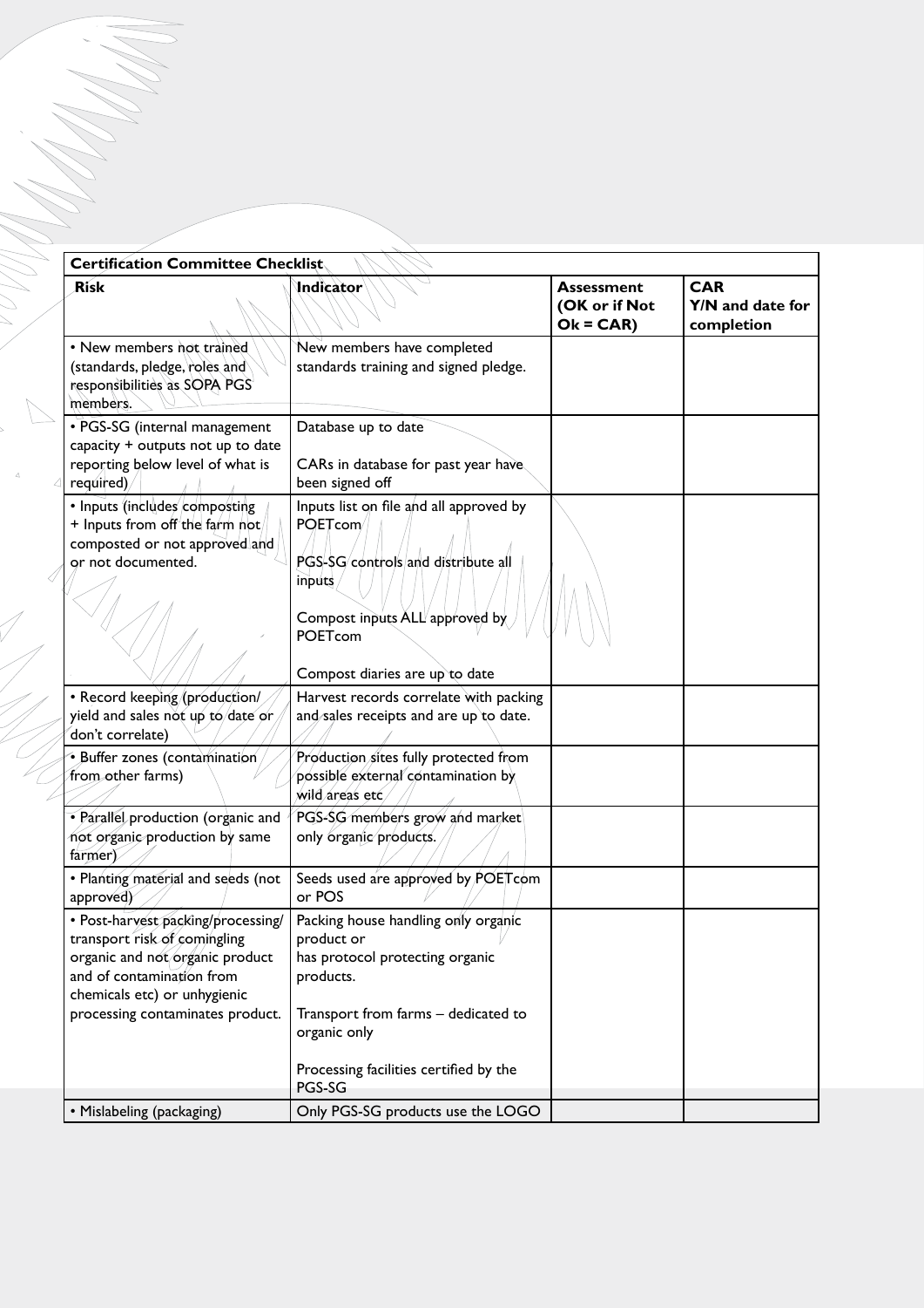| **Certification Committee Checklist** | | | |
|---|---|---|---|
| **Risk** | **Indicator** | **Assessment (OK or if Not Ok = CAR)** | **CAR Y/N and date for completion** |
| • New members not trained (standards, pledge, roles and responsibilities as SOPA PGS members. | New members have completed standards training and signed pledge. | | |
| • PGS-SG (internal management capacity + outputs not up to date reporting below level of what is required) | Database up to date<br><br>CARs in database for past year have been signed off | | |
| • Inputs (includes composting + Inputs from off the farm not composted or not approved and or not documented. | Inputs list on file and all approved by POETcom<br><br>PGS-SG controls and distribute all inputs<br><br>Compost inputs ALL approved by POETcom<br><br>Compost diaries are up to date | | |
| • Record keeping (production/ yield and sales not up to date or don't correlate) | Harvest records correlate with packing and sales receipts and are up to date. | | |
| • Buffer zones (contamination from other farms) | Production sites fully protected from possible external contamination by wild areas etc | | |
| • Parallel production (organic and not organic production by same farmer) | PGS-SG members grow and market only organic products. | | |
| • Planting material and seeds (not approved) | Seeds used are approved by POETcom or POS | | |
| • Post-harvest packing/processing/ transport risk of comingling organic and not organic product and of contamination from chemicals etc) or unhygienic processing contaminates product. | Packing house handling only organic product or has protocol protecting organic products.<br><br>Transport from farms – dedicated to organic only<br><br>Processing facilities certified by the PGS-SG | | |
| • Mislabeling (packaging) | Only PGS-SG products use the LOGO | | |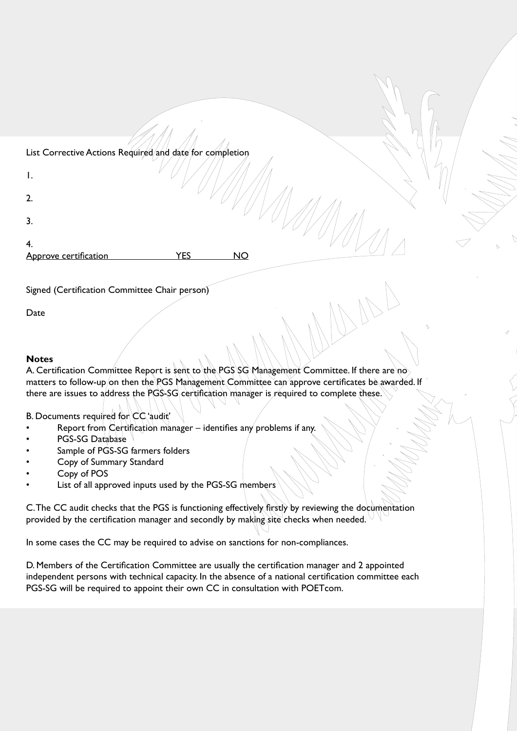List Corrective Actions Required and date for completion

1.

2.

3.

4.

Approve certification YES NO

Signed (Certification Committee Chair person)

Date

**Notes**

A. Certification Committee Report is sent to the PGS SG Management Committee. If there are no matters to follow-up on then the PGS Management Committee can approve certificates be awarded. If there are issues to address the PGS-SG certification manager is required to complete these.

B. Documents required for CC 'audit'

- Report from Certification manager – identifies any problems if any.
- PGS-SG Database
- Sample of PGS-SG farmers folders
- Copy of Summary Standard
- Copy of POS
- List of all approved inputs used by the PGS-SG members

C. The CC audit checks that the PGS is functioning effectively firstly by reviewing the documentation provided by the certification manager and secondly by making site checks when needed.

In some cases the CC may be required to advise on sanctions for non-compliances.

D. Members of the Certification Committee are usually the certification manager and 2 appointed independent persons with technical capacity. In the absence of a national certification committee each PGS-SG will be required to appoint their own CC in consultation with POETcom.